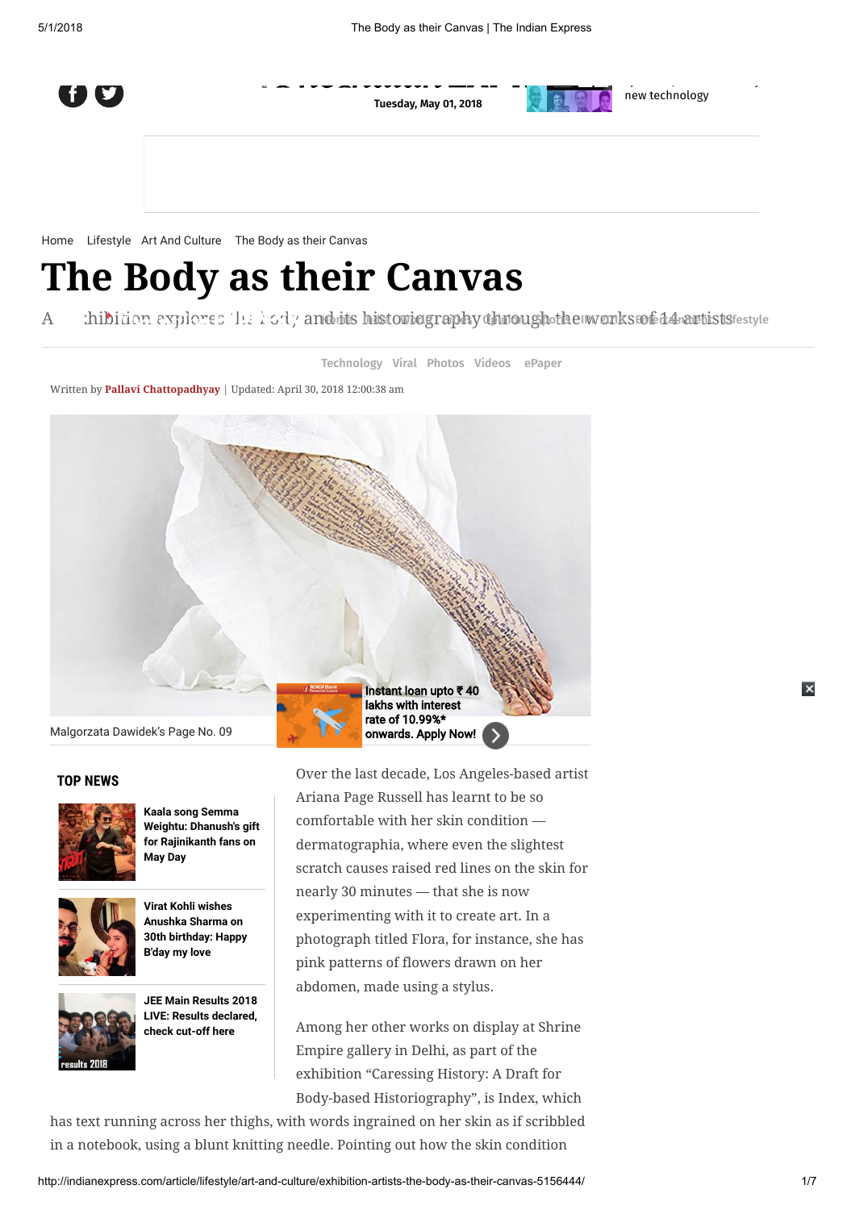Home Lifestyle Art And Culture The Body as their Canvas

# The Body as their Canvas

A exhibition explores the body and its historiography through the works of 14 artists

Written by Pallavi Chattopadhyay | Updated: April 30, 2018 12:00:38 am

Malgorzata Dawidek's Page No. 09

Over the last decade, Los Angeles-based artist Ariana Page Russell has learnt to be so comfortable with her skin condition — dermatographia, where even the slightest scratch causes raised red lines on the skin for nearly 30 minutes — that she is now experimenting with it to create art. In a photograph titled Flora, for instance, she has pink patterns of flowers drawn on her abdomen, made using a stylus.

Among her other works on display at Shrine Empire gallery in Delhi, as part of the exhibition "Caressing History: A Draft for Body-based Historiography", is Index, which has text running across her thighs, with words ingrained on her skin as if scribbled in a notebook, using a blunt knitting needle. Pointing out how the skin condition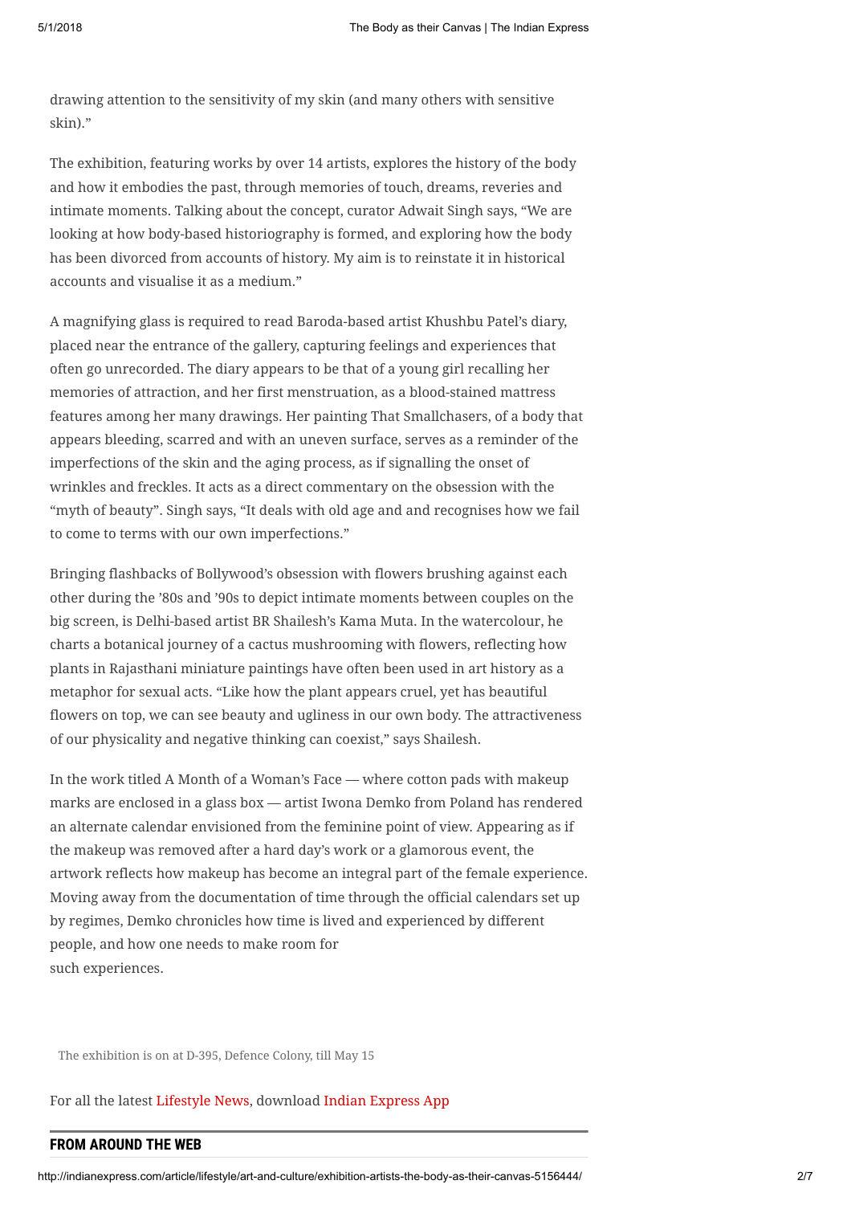drawing attention to the sensitivity of my skin (and many others with sensitive skin)."

The exhibition, featuring works by over 14 artists, explores the history of the body and how it embodies the past, through memories of touch, dreams, reveries and intimate moments. Talking about the concept, curator Adwait Singh says, "We are looking at how body-based historiography is formed, and exploring how the body has been divorced from accounts of history. My aim is to reinstate it in historical accounts and visualise it as a medium."

A magnifying glass is required to read Baroda-based artist Khushbu Patel's diary, placed near the entrance of the gallery, capturing feelings and experiences that often go unrecorded. The diary appears to be that of a young girl recalling her memories of attraction, and her first menstruation, as a blood-stained mattress features among her many drawings. Her painting That Smallchasers, of a body that appears bleeding, scarred and with an uneven surface, serves as a reminder of the imperfections of the skin and the aging process, as if signalling the onset of wrinkles and freckles. It acts as a direct commentary on the obsession with the "myth of beauty". Singh says, "It deals with old age and and recognises how we fail to come to terms with our own imperfections."

Bringing flashbacks of Bollywood's obsession with flowers brushing against each other during the '80s and '90s to depict intimate moments between couples on the big screen, is Delhi-based artist BR Shailesh's Kama Muta. In the watercolour, he charts a botanical journey of a cactus mushrooming with flowers, reflecting how plants in Rajasthani miniature paintings have often been used in art history as a metaphor for sexual acts. "Like how the plant appears cruel, yet has beautiful flowers on top, we can see beauty and ugliness in our own body. The attractiveness of our physicality and negative thinking can coexist," says Shailesh.

In the work titled A Month of a Woman's Face — where cotton pads with makeup marks are enclosed in a glass box — artist Iwona Demko from Poland has rendered an alternate calendar envisioned from the feminine point of view. Appearing as if the makeup was removed after a hard day's work or a glamorous event, the artwork reflects how makeup has become an integral part of the female experience. Moving away from the documentation of time through the official calendars set up by regimes, Demko chronicles how time is lived and experienced by different people, and how one needs to make room for such experiences.

The exhibition is on at D-395, Defence Colony, till May 15

For all the latest Lifestyle News, download Indian Express App

## FROM AROUND THE WEB